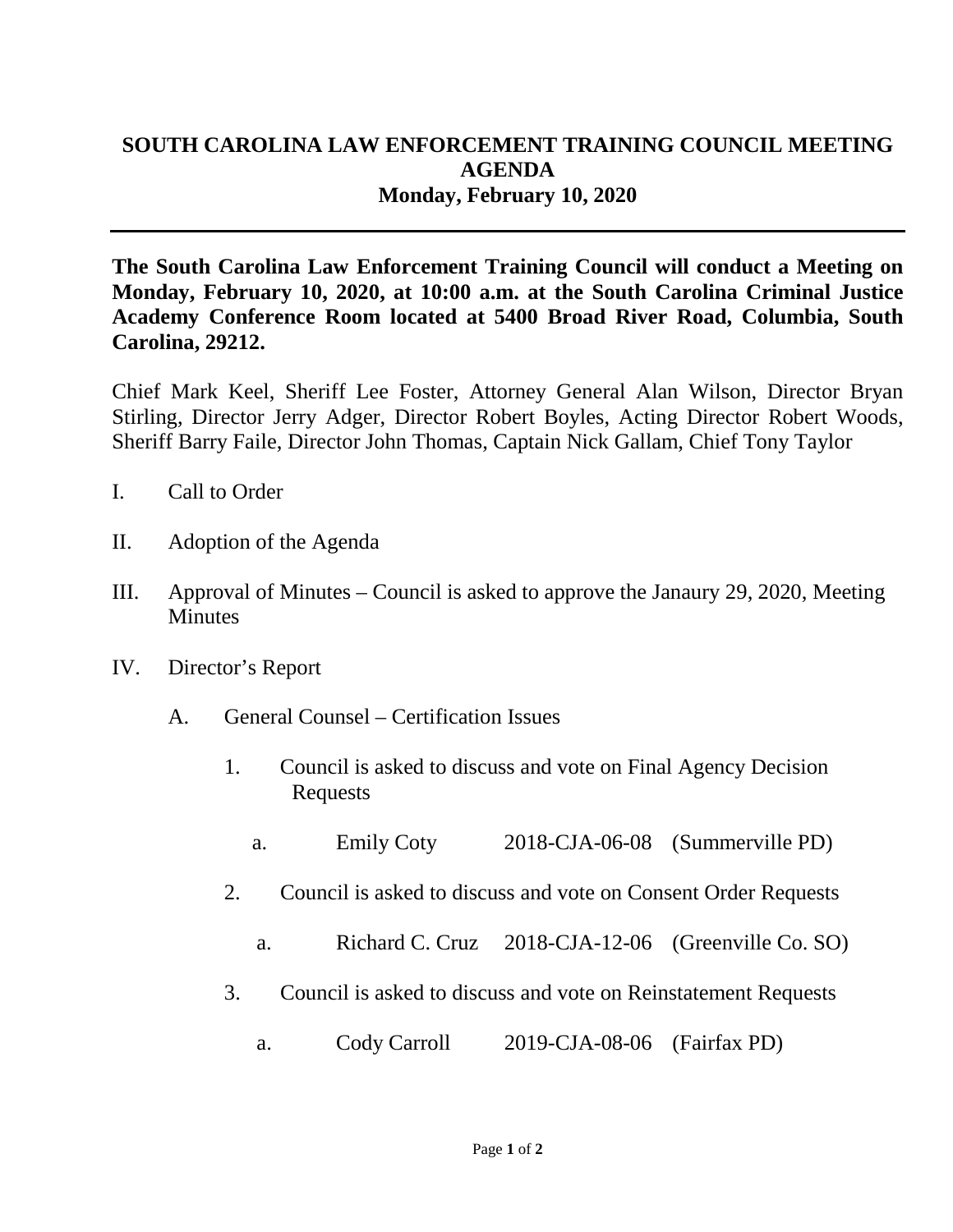# SOUTH CAROLINA LAW ENFORCEMENT TRAINING COUNCIL MEETING AGENDA

## Monday, February 10, 2020

---

**The South Carolina Law Enforcement Training Council will conduct a Meeting on Monday, February 10, 2020, at 10:00 a.m. at the South Carolina Criminal Justice Academy Conference Room located at 5400 Broad River Road, Columbia, South Carolina, 29212.**

Chief Mark Keel, Sheriff Lee Foster, Attorney General Alan Wilson, Director Bryan Stirling, Director Jerry Adger, Director Robert Boyles, Acting Director Robert Woods, Sheriff Barry Faile, Director John Thomas, Captain Nick Gallam, Chief Tony Taylor

I. Call to Order

II. Adoption of the Agenda

III. Approval of Minutes – Council is asked to approve the Janaury 29, 2020, Meeting Minutes

IV. Director's Report

   A. General Counsel – Certification Issues

      1. Council is asked to discuss and vote on Final Agency Decision Requests

         a. Emily Coty 2018-CJA-06-08 (Summerville PD)

      2. Council is asked to discuss and vote on Consent Order Requests

         a. Richard C. Cruz 2018-CJA-12-06 (Greenville Co. SO)

      3. Council is asked to discuss and vote on Reinstatement Requests

         a. Cody Carroll 2019-CJA-08-06 (Fairfax PD)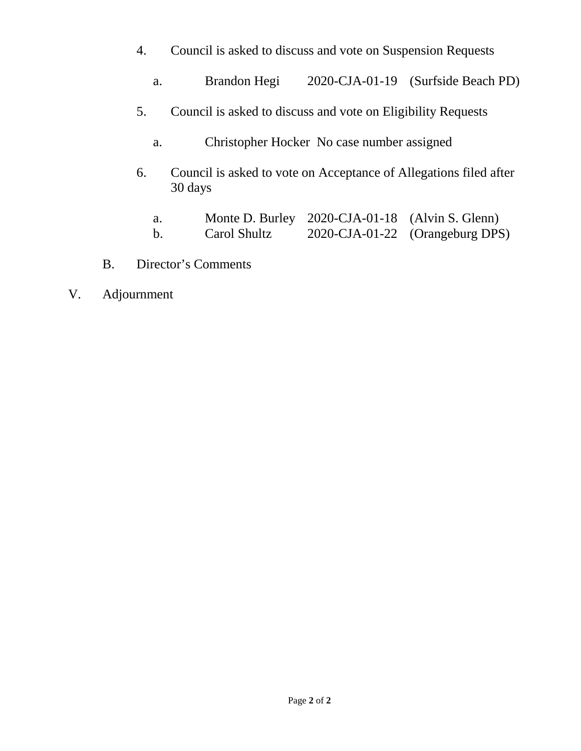4. Council is asked to discuss and vote on Suspension Requests

    a. Brandon Hegi 2020-CJA-01-19 (Surfside Beach PD)

5. Council is asked to discuss and vote on Eligibility Requests

    a. Christopher Hocker No case number assigned

6. Council is asked to vote on Acceptance of Allegations filed after 30 days

    a. Monte D. Burley 2020-CJA-01-18 (Alvin S. Glenn)
    b. Carol Shultz 2020-CJA-01-22 (Orangeburg DPS)

B. Director's Comments

V. Adjournment